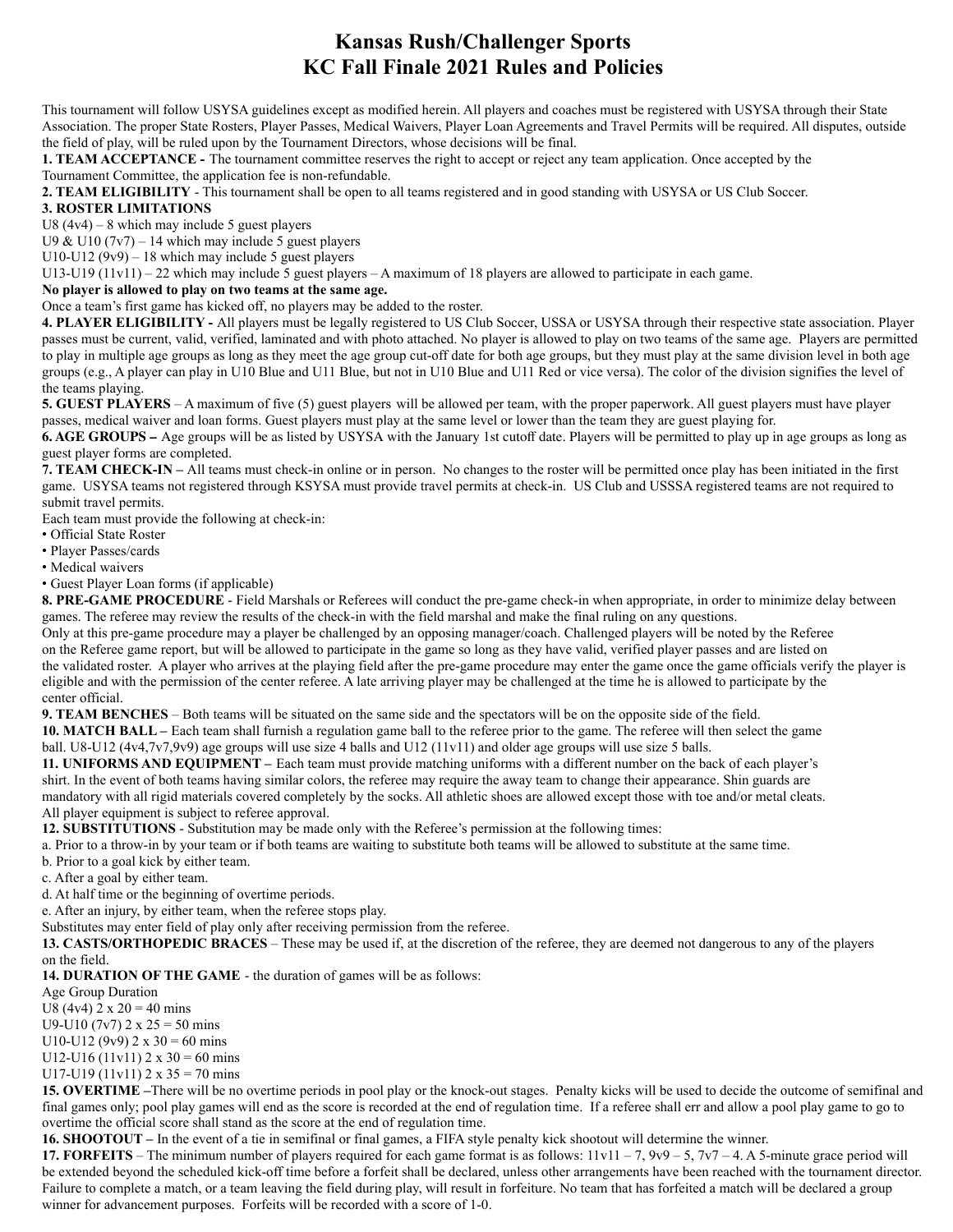# Kansas Rush/Challenger Sports
# KC Fall Finale 2021 Rules and Policies

This tournament will follow USYSA guidelines except as modified herein. All players and coaches must be registered with USYSA through their State Association. The proper State Rosters, Player Passes, Medical Waivers, Player Loan Agreements and Travel Permits will be required. All disputes, outside the field of play, will be ruled upon by the Tournament Directors, whose decisions will be final.

**1. TEAM ACCEPTANCE -** The tournament committee reserves the right to accept or reject any team application. Once accepted by the Tournament Committee, the application fee is non-refundable.

**2. TEAM ELIGIBILITY** - This tournament shall be open to all teams registered and in good standing with USYSA or US Club Soccer.

**3. ROSTER LIMITATIONS**

U8 (4v4) – 8 which may include 5 guest players
U9 & U10 (7v7) – 14 which may include 5 guest players
U10-U12 (9v9) – 18 which may include 5 guest players
U13-U19 (11v11) – 22 which may include 5 guest players – A maximum of 18 players are allowed to participate in each game.

**No player is allowed to play on two teams at the same age.**

Once a team's first game has kicked off, no players may be added to the roster.

**4. PLAYER ELIGIBILITY -** All players must be legally registered to US Club Soccer, USSA or USYSA through their respective state association. Player passes must be current, valid, verified, laminated and with photo attached. No player is allowed to play on two teams of the same age. Players are permitted to play in multiple age groups as long as they meet the age group cut-off date for both age groups, but they must play at the same division level in both age groups (e.g., A player can play in U10 Blue and U11 Blue, but not in U10 Blue and U11 Red or vice versa). The color of the division signifies the level of the teams playing.

**5. GUEST PLAYERS** – A maximum of five (5) guest players will be allowed per team, with the proper paperwork. All guest players must have player passes, medical waiver and loan forms. Guest players must play at the same level or lower than the team they are guest playing for.

**6. AGE GROUPS –** Age groups will be as listed by USYSA with the January 1st cutoff date. Players will be permitted to play up in age groups as long as guest player forms are completed.

**7. TEAM CHECK-IN –** All teams must check-in online or in person. No changes to the roster will be permitted once play has been initiated in the first game. USYSA teams not registered through KSYSA must provide travel permits at check-in. US Club and USSSA registered teams are not required to submit travel permits.

Each team must provide the following at check-in:

- Official State Roster
- Player Passes/cards
- Medical waivers
- Guest Player Loan forms (if applicable)

**8. PRE-GAME PROCEDURE** - Field Marshals or Referees will conduct the pre-game check-in when appropriate, in order to minimize delay between games. The referee may review the results of the check-in with the field marshal and make the final ruling on any questions.

Only at this pre-game procedure may a player be challenged by an opposing manager/coach. Challenged players will be noted by the Referee on the Referee game report, but will be allowed to participate in the game so long as they have valid, verified player passes and are listed on the validated roster. A player who arrives at the playing field after the pre-game procedure may enter the game once the game officials verify the player is eligible and with the permission of the center referee. A late arriving player may be challenged at the time he is allowed to participate by the center official.

**9. TEAM BENCHES** – Both teams will be situated on the same side and the spectators will be on the opposite side of the field.

**10. MATCH BALL –** Each team shall furnish a regulation game ball to the referee prior to the game. The referee will then select the game ball. U8-U12 (4v4,7v7,9v9) age groups will use size 4 balls and U12 (11v11) and older age groups will use size 5 balls.

**11. UNIFORMS AND EQUIPMENT –** Each team must provide matching uniforms with a different number on the back of each player's shirt. In the event of both teams having similar colors, the referee may require the away team to change their appearance. Shin guards are mandatory with all rigid materials covered completely by the socks. All athletic shoes are allowed except those with toe and/or metal cleats. All player equipment is subject to referee approval.

**12. SUBSTITUTIONS** - Substitution may be made only with the Referee's permission at the following times:

a. Prior to a throw-in by your team or if both teams are waiting to substitute both teams will be allowed to substitute at the same time.
b. Prior to a goal kick by either team.
c. After a goal by either team.
d. At half time or the beginning of overtime periods.
e. After an injury, by either team, when the referee stops play.

Substitutes may enter field of play only after receiving permission from the referee.

**13. CASTS/ORTHOPEDIC BRACES** – These may be used if, at the discretion of the referee, they are deemed not dangerous to any of the players on the field.

**14. DURATION OF THE GAME** - the duration of games will be as follows:

Age Group Duration
U8 (4v4) 2 x 20 = 40 mins
U9-U10 (7v7) 2 x 25 = 50 mins
U10-U12 (9v9) 2 x 30 = 60 mins
U12-U16 (11v11) 2 x 30 = 60 mins
U17-U19 (11v11) 2 x 35 = 70 mins

**15. OVERTIME –**There will be no overtime periods in pool play or the knock-out stages. Penalty kicks will be used to decide the outcome of semifinal and final games only; pool play games will end as the score is recorded at the end of regulation time. If a referee shall err and allow a pool play game to go to overtime the official score shall stand as the score at the end of regulation time.

**16. SHOOTOUT –** In the event of a tie in semifinal or final games, a FIFA style penalty kick shootout will determine the winner.

**17. FORFEITS** – The minimum number of players required for each game format is as follows: 11v11 – 7, 9v9 – 5, 7v7 – 4. A 5-minute grace period will be extended beyond the scheduled kick-off time before a forfeit shall be declared, unless other arrangements have been reached with the tournament director. Failure to complete a match, or a team leaving the field during play, will result in forfeiture. No team that has forfeited a match will be declared a group winner for advancement purposes. Forfeits will be recorded with a score of 1-0.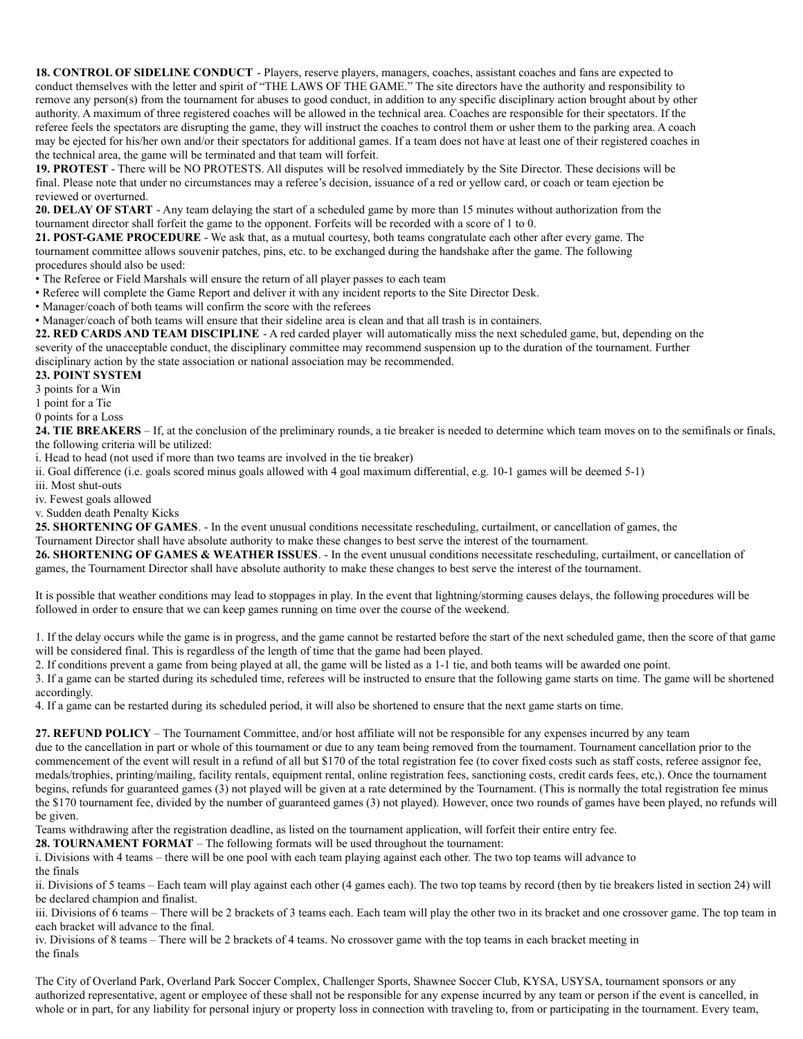**18. CONTROL OF SIDELINE CONDUCT** - Players, reserve players, managers, coaches, assistant coaches and fans are expected to conduct themselves with the letter and spirit of "THE LAWS OF THE GAME." The site directors have the authority and responsibility to remove any person(s) from the tournament for abuses to good conduct, in addition to any specific disciplinary action brought about by other authority. A maximum of three registered coaches will be allowed in the technical area. Coaches are responsible for their spectators. If the referee feels the spectators are disrupting the game, they will instruct the coaches to control them or usher them to the parking area. A coach may be ejected for his/her own and/or their spectators for additional games. If a team does not have at least one of their registered coaches in the technical area, the game will be terminated and that team will forfeit.

**19. PROTEST** - There will be NO PROTESTS. All disputes will be resolved immediately by the Site Director. These decisions will be final. Please note that under no circumstances may a referee's decision, issuance of a red or yellow card, or coach or team ejection be reviewed or overturned.

**20. DELAY OF START** - Any team delaying the start of a scheduled game by more than 15 minutes without authorization from the tournament director shall forfeit the game to the opponent. Forfeits will be recorded with a score of 1 to 0.

**21. POST-GAME PROCEDURE** - We ask that, as a mutual courtesy, both teams congratulate each other after every game. The tournament committee allows souvenir patches, pins, etc. to be exchanged during the handshake after the game. The following procedures should also be used:

- The Referee or Field Marshals will ensure the return of all player passes to each team
- Referee will complete the Game Report and deliver it with any incident reports to the Site Director Desk.
- Manager/coach of both teams will confirm the score with the referees
- Manager/coach of both teams will ensure that their sideline area is clean and that all trash is in containers.

**22. RED CARDS AND TEAM DISCIPLINE** - A red carded player will automatically miss the next scheduled game, but, depending on the severity of the unacceptable conduct, the disciplinary committee may recommend suspension up to the duration of the tournament. Further disciplinary action by the state association or national association may be recommended.

**23. POINT SYSTEM**

3 points for a Win
1 point for a Tie
0 points for a Loss

**24. TIE BREAKERS** – If, at the conclusion of the preliminary rounds, a tie breaker is needed to determine which team moves on to the semifinals or finals, the following criteria will be utilized:

i. Head to head (not used if more than two teams are involved in the tie breaker)
ii. Goal difference (i.e. goals scored minus goals allowed with 4 goal maximum differential, e.g. 10-1 games will be deemed 5-1)
iii. Most shut-outs
iv. Fewest goals allowed
v. Sudden death Penalty Kicks

**25. SHORTENING OF GAMES**. - In the event unusual conditions necessitate rescheduling, curtailment, or cancellation of games, the Tournament Director shall have absolute authority to make these changes to best serve the interest of the tournament.

**26. SHORTENING OF GAMES & WEATHER ISSUES**. - In the event unusual conditions necessitate rescheduling, curtailment, or cancellation of games, the Tournament Director shall have absolute authority to make these changes to best serve the interest of the tournament.

It is possible that weather conditions may lead to stoppages in play. In the event that lightning/storming causes delays, the following procedures will be followed in order to ensure that we can keep games running on time over the course of the weekend.

1. If the delay occurs while the game is in progress, and the game cannot be restarted before the start of the next scheduled game, then the score of that game will be considered final. This is regardless of the length of time that the game had been played.
2. If conditions prevent a game from being played at all, the game will be listed as a 1-1 tie, and both teams will be awarded one point.
3. If a game can be started during its scheduled time, referees will be instructed to ensure that the following game starts on time. The game will be shortened accordingly.
4. If a game can be restarted during its scheduled period, it will also be shortened to ensure that the next game starts on time.

**27. REFUND POLICY** – The Tournament Committee, and/or host affiliate will not be responsible for any expenses incurred by any team due to the cancellation in part or whole of this tournament or due to any team being removed from the tournament. Tournament cancellation prior to the commencement of the event will result in a refund of all but $170 of the total registration fee (to cover fixed costs such as staff costs, referee assignor fee, medals/trophies, printing/mailing, facility rentals, equipment rental, online registration fees, sanctioning costs, credit cards fees, etc,). Once the tournament begins, refunds for guaranteed games (3) not played will be given at a rate determined by the Tournament. (This is normally the total registration fee minus the $170 tournament fee, divided by the number of guaranteed games (3) not played). However, once two rounds of games have been played, no refunds will be given.

Teams withdrawing after the registration deadline, as listed on the tournament application, will forfeit their entire entry fee.

**28. TOURNAMENT FORMAT** – The following formats will be used throughout the tournament:

i. Divisions with 4 teams – there will be one pool with each team playing against each other. The two top teams will advance to the finals
ii. Divisions of 5 teams – Each team will play against each other (4 games each). The two top teams by record (then by tie breakers listed in section 24) will be declared champion and finalist.
iii. Divisions of 6 teams – There will be 2 brackets of 3 teams each. Each team will play the other two in its bracket and one crossover game. The top team in each bracket will advance to the final.
iv. Divisions of 8 teams – There will be 2 brackets of 4 teams. No crossover game with the top teams in each bracket meeting in the finals

The City of Overland Park, Overland Park Soccer Complex, Challenger Sports, Shawnee Soccer Club, KYSA, USYSA, tournament sponsors or any authorized representative, agent or employee of these shall not be responsible for any expense incurred by any team or person if the event is cancelled, in whole or in part, for any liability for personal injury or property loss in connection with traveling to, from or participating in the tournament. Every team,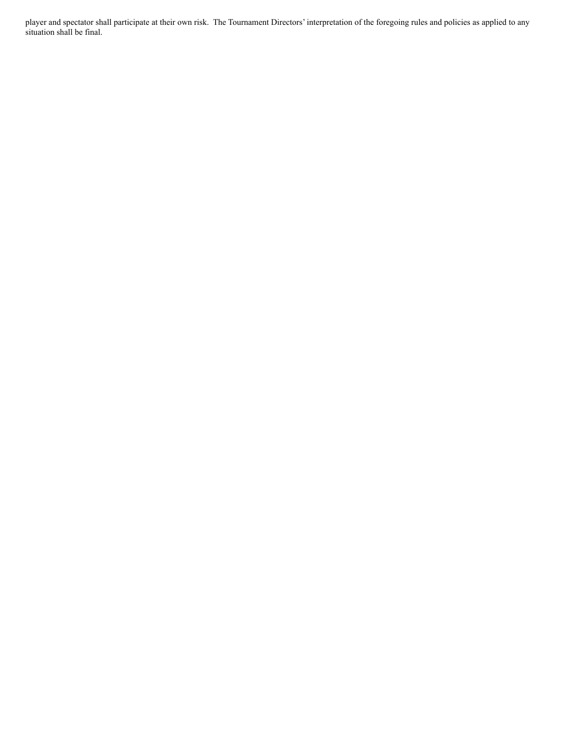player and spectator shall participate at their own risk. The Tournament Directors' interpretation of the foregoing rules and policies as applied to any situation shall be final.